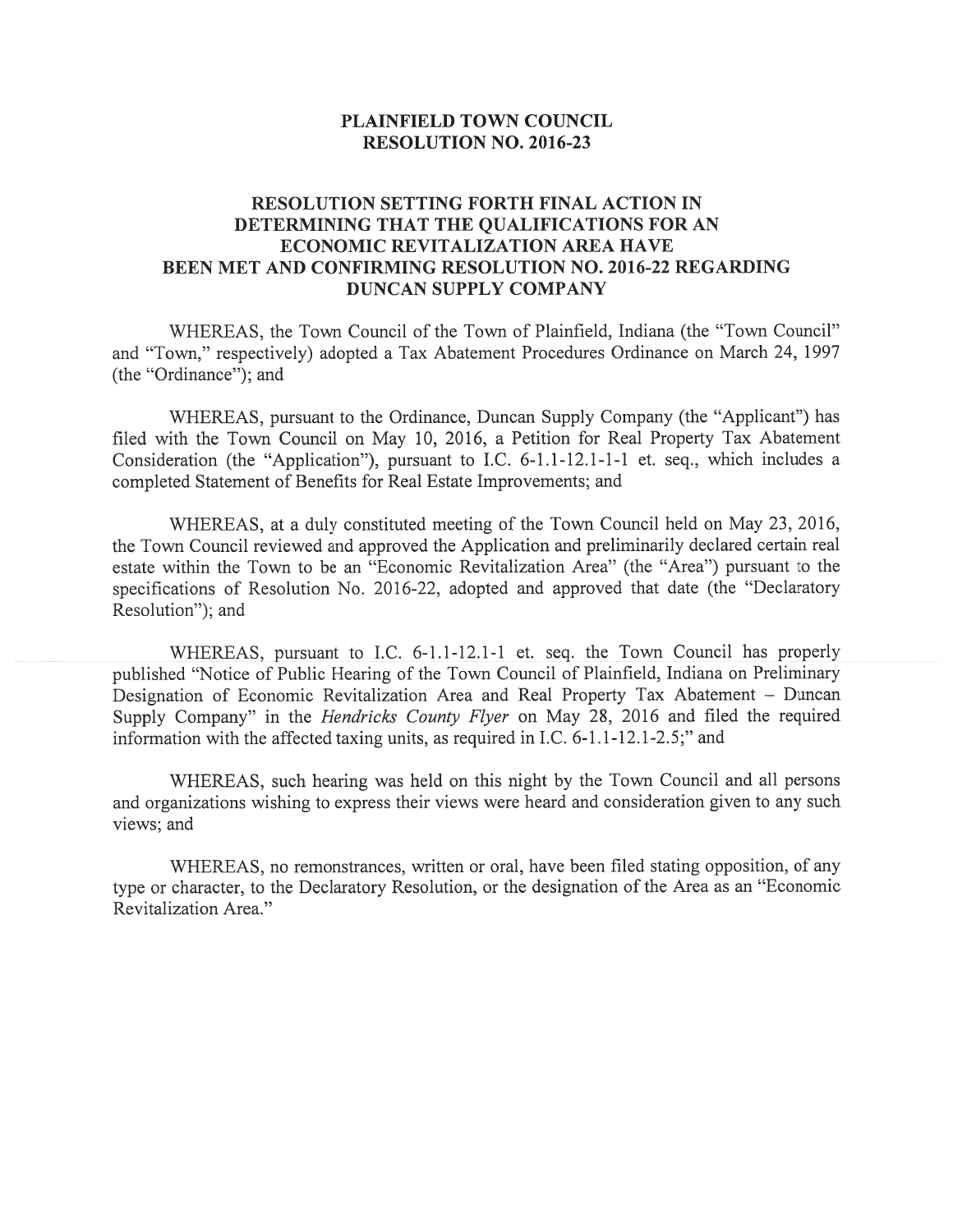# PLAINFIELD TOWN COUNCIL
# RESOLUTION NO. 2016-23

## RESOLUTION SETTING FORTH FINAL ACTION IN DETERMINING THAT THE QUALIFICATIONS FOR AN ECONOMIC REVITALIZATION AREA HAVE BEEN MET AND CONFIRMING RESOLUTION NO. 2016-22 REGARDING DUNCAN SUPPLY COMPANY

WHEREAS, the Town Council of the Town of Plainfield, Indiana (the "Town Council" and "Town," respectively) adopted a Tax Abatement Procedures Ordinance on March 24, 1997 (the "Ordinance"); and

WHEREAS, pursuant to the Ordinance, Duncan Supply Company (the "Applicant") has filed with the Town Council on May 10, 2016, a Petition for Real Property Tax Abatement Consideration (the "Application"), pursuant to I.C. 6-1.1-12.1-1 et. seq., which includes a completed Statement of Benefits for Real Estate Improvements; and

WHEREAS, at a duly constituted meeting of the Town Council held on May 23, 2016, the Town Council reviewed and approved the Application and preliminarily declared certain real estate within the Town to be an "Economic Revitalization Area" (the "Area") pursuant to the specifications of Resolution No. 2016-22, adopted and approved that date (the "Declaratory Resolution"); and

WHEREAS, pursuant to I.C. 6-1.1-12.1-1 et. seq. the Town Council has properly published "Notice of Public Hearing of the Town Council of Plainfield, Indiana on Preliminary Designation of Economic Revitalization Area and Real Property Tax Abatement – Duncan Supply Company" in the *Hendricks County Flyer* on May 28, 2016 and filed the required information with the affected taxing units, as required in I.C. 6-1.1-12.1-2.5;" and

WHEREAS, such hearing was held on this night by the Town Council and all persons and organizations wishing to express their views were heard and consideration given to any such views; and

WHEREAS, no remonstrances, written or oral, have been filed stating opposition, of any type or character, to the Declaratory Resolution, or the designation of the Area as an "Economic Revitalization Area."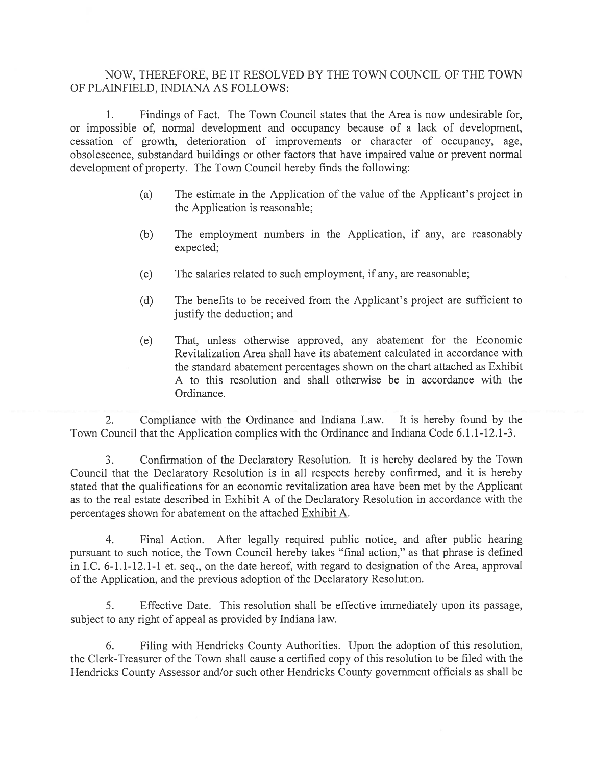NOW, THEREFORE, BE IT RESOLVED BY THE TOWN COUNCIL OF THE TOWN OF PLAINFIELD, INDIANA AS FOLLOWS:

1. Findings of Fact. The Town Council states that the Area is now undesirable for, or impossible of, normal development and occupancy because of a lack of development, cessation of growth, deterioration of improvements or character of occupancy, age, obsolescence, substandard buildings or other factors that have impaired value or prevent normal development of property. The Town Council hereby finds the following:

   (a) The estimate in the Application of the value of the Applicant's project in the Application is reasonable;

   (b) The employment numbers in the Application, if any, are reasonably expected;

   (c) The salaries related to such employment, if any, are reasonable;

   (d) The benefits to be received from the Applicant's project are sufficient to justify the deduction; and

   (e) That, unless otherwise approved, any abatement for the Economic Revitalization Area shall have its abatement calculated in accordance with the standard abatement percentages shown on the chart attached as Exhibit A to this resolution and shall otherwise be in accordance with the Ordinance.

2. Compliance with the Ordinance and Indiana Law. It is hereby found by the Town Council that the Application complies with the Ordinance and Indiana Code 6.1.1-12.1-3.

3. Confirmation of the Declaratory Resolution. It is hereby declared by the Town Council that the Declaratory Resolution is in all respects hereby confirmed, and it is hereby stated that the qualifications for an economic revitalization area have been met by the Applicant as to the real estate described in Exhibit A of the Declaratory Resolution in accordance with the percentages shown for abatement on the attached Exhibit A.

4. Final Action. After legally required public notice, and after public hearing pursuant to such notice, the Town Council hereby takes "final action," as that phrase is defined in I.C. 6-1.1-12.1-1 et. seq., on the date hereof, with regard to designation of the Area, approval of the Application, and the previous adoption of the Declaratory Resolution.

5. Effective Date. This resolution shall be effective immediately upon its passage, subject to any right of appeal as provided by Indiana law.

6. Filing with Hendricks County Authorities. Upon the adoption of this resolution, the Clerk-Treasurer of the Town shall cause a certified copy of this resolution to be filed with the Hendricks County Assessor and/or such other Hendricks County government officials as shall be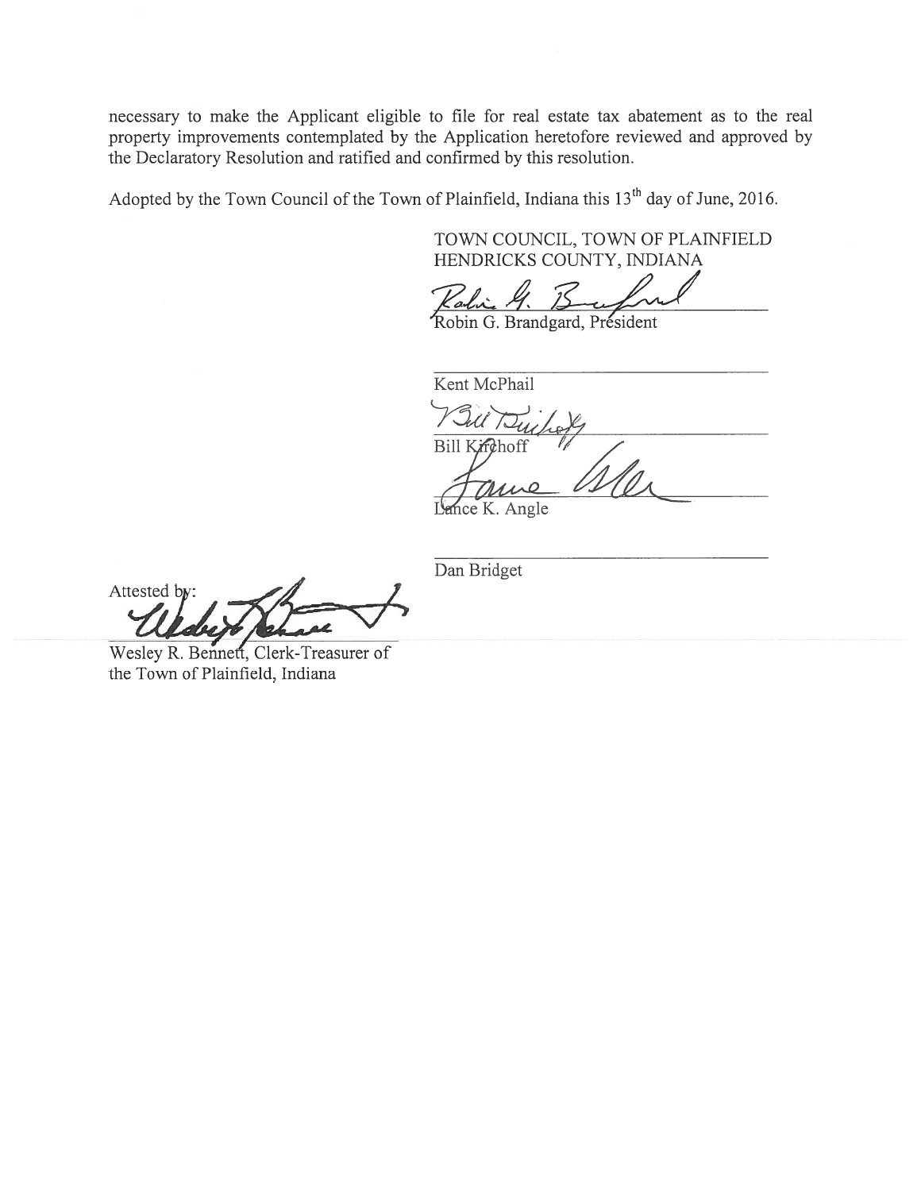necessary to make the Applicant eligible to file for real estate tax abatement as to the real property improvements contemplated by the Application heretofore reviewed and approved by the Declaratory Resolution and ratified and confirmed by this resolution.

Adopted by the Town Council of the Town of Plainfield, Indiana this 13th day of June, 2016.

TOWN COUNCIL, TOWN OF PLAINFIELD
HENDRICKS COUNTY, INDIANA

Robin G. Brandgard, President

Kent McPhail

Bill Kirchoff

Lance K. Angle

Dan Bridget

Attested by:

Wesley R. Bennett, Clerk-Treasurer of the Town of Plainfield, Indiana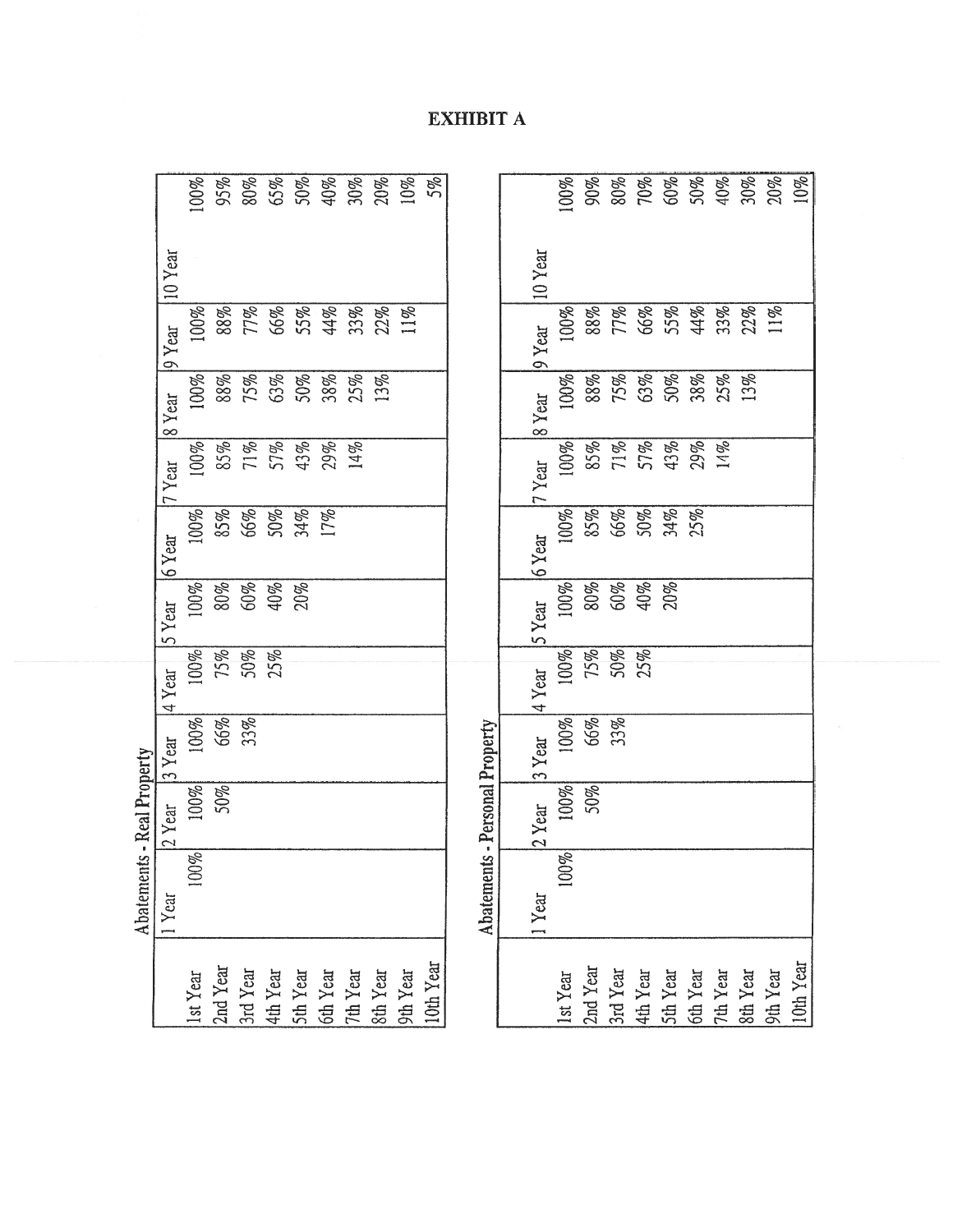# EXHIBIT A

**Abatements - Real Property**

| | 1 Year | 2 Year | 3 Year | 4 Year | 5 Year | 6 Year | 7 Year | 8 Year | 9 Year | 10 Year |
|---|---|---|---|---|---|---|---|---|---|---|
| 1st Year | 100% | 100% | 100% | 100% | 100% | 100% | 100% | 100% | 100% | 100% |
| 2nd Year | | 50% | 66% | 75% | 80% | 85% | 85% | 88% | 88% | 95% |
| 3rd Year | | | 33% | 50% | 60% | 66% | 71% | 75% | 77% | 80% |
| 4th Year | | | | 25% | 40% | 50% | 57% | 63% | 66% | 65% |
| 5th Year | | | | | 20% | 34% | 43% | 50% | 55% | 50% |
| 6th Year | | | | | | 17% | 29% | 38% | 44% | 40% |
| 7th Year | | | | | | | 14% | 25% | 33% | 30% |
| 8th Year | | | | | | | | 13% | 22% | 20% |
| 9th Year | | | | | | | | | 11% | 10% |
| 10th Year | | | | | | | | | | 5% |

**Abatements - Personal Property**

| | 1 Year | 2 Year | 3 Year | 4 Year | 5 Year | 6 Year | 7 Year | 8 Year | 9 Year | 10 Year |
|---|---|---|---|---|---|---|---|---|---|---|
| 1st Year | 100% | 100% | 100% | 100% | 100% | 100% | 100% | 100% | 100% | 100% |
| 2nd Year | | 50% | 66% | 75% | 80% | 85% | 85% | 88% | 88% | 90% |
| 3rd Year | | | 33% | 50% | 60% | 66% | 71% | 75% | 77% | 80% |
| 4th Year | | | | 25% | 40% | 50% | 57% | 63% | 66% | 70% |
| 5th Year | | | | | 20% | 34% | 43% | 50% | 55% | 60% |
| 6th Year | | | | | | 25% | 29% | 38% | 44% | 50% |
| 7th Year | | | | | | | 14% | 25% | 33% | 40% |
| 8th Year | | | | | | | | 13% | 22% | 30% |
| 9th Year | | | | | | | | | 11% | 20% |
| 10th Year | | | | | | | | | | 10% |